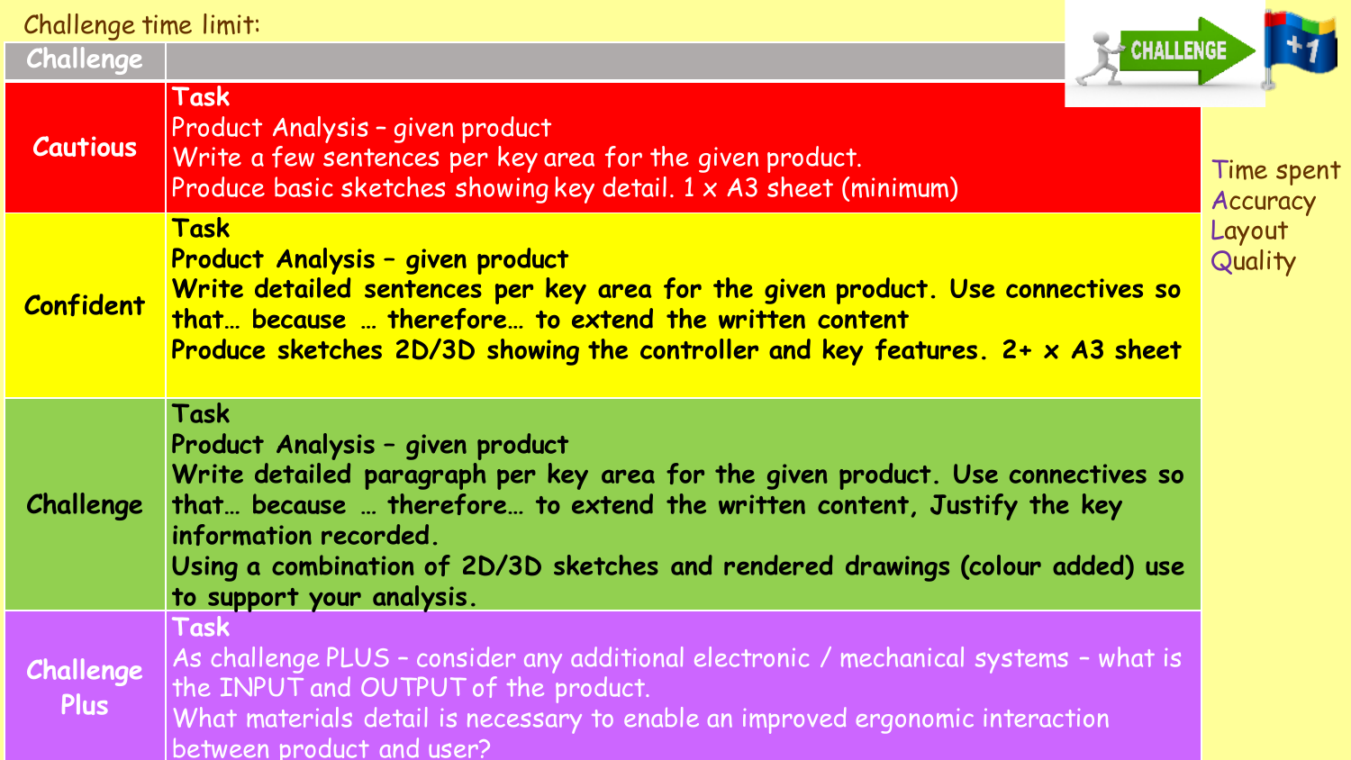Challenge time limit:

| Challenge | |
|---|---|
| **Cautious** | **Task**<br>Product Analysis – given product<br>Write a few sentences per key area for the given product.<br>Produce basic sketches showing key detail. 1 x A3 sheet (minimum) |
| **Confident** | **Task**<br>**Product Analysis – given product**<br>**Write detailed sentences per key area for the given product. Use connectives so that… because … therefore… to extend the written content**<br>**Produce sketches 2D/3D showing the controller and key features. 2+ x A3 sheet** |
| **Challenge** | **Task**<br>**Product Analysis – given product**<br>**Write detailed paragraph per key area for the given product. Use connectives so that… because … therefore… to extend the written content, Justify the key information recorded.**<br>**Using a combination of 2D/3D sketches and rendered drawings (colour added) use to support your analysis.** |
| **Challenge Plus** | **Task**<br>As challenge PLUS – consider any additional electronic / mechanical systems – what is the INPUT and OUTPUT of the product.<br>What materials detail is necessary to enable an improved ergonomic interaction between product and user? |

Time spent
Accuracy
Layout
Quality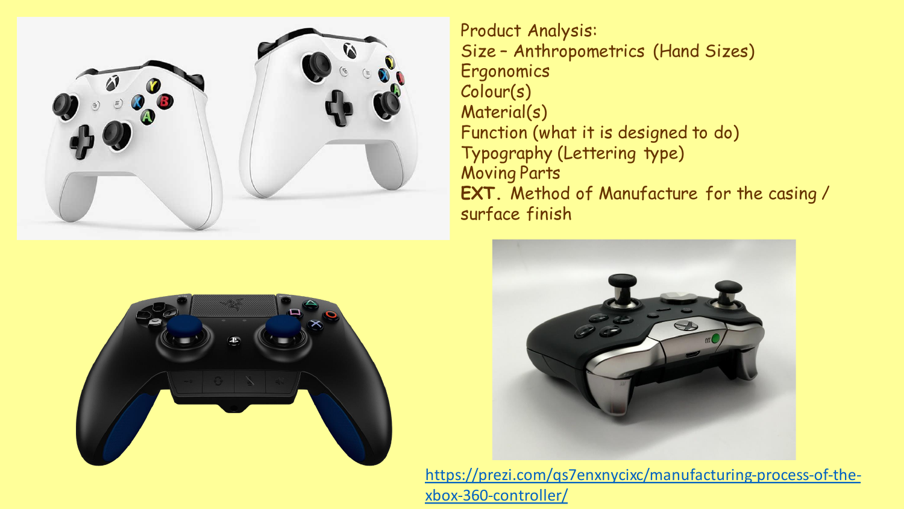Product Analysis:

- Size – Anthropometrics (Hand Sizes)
- Ergonomics
- Colour(s)
- Material(s)
- Function (what it is designed to do)
- Typography (Lettering type)
- Moving Parts
- **EXT**. Method of Manufacture for the casing / surface finish

https://prezi.com/qs7enxnycixc/manufacturing-process-of-the-xbox-360-controller/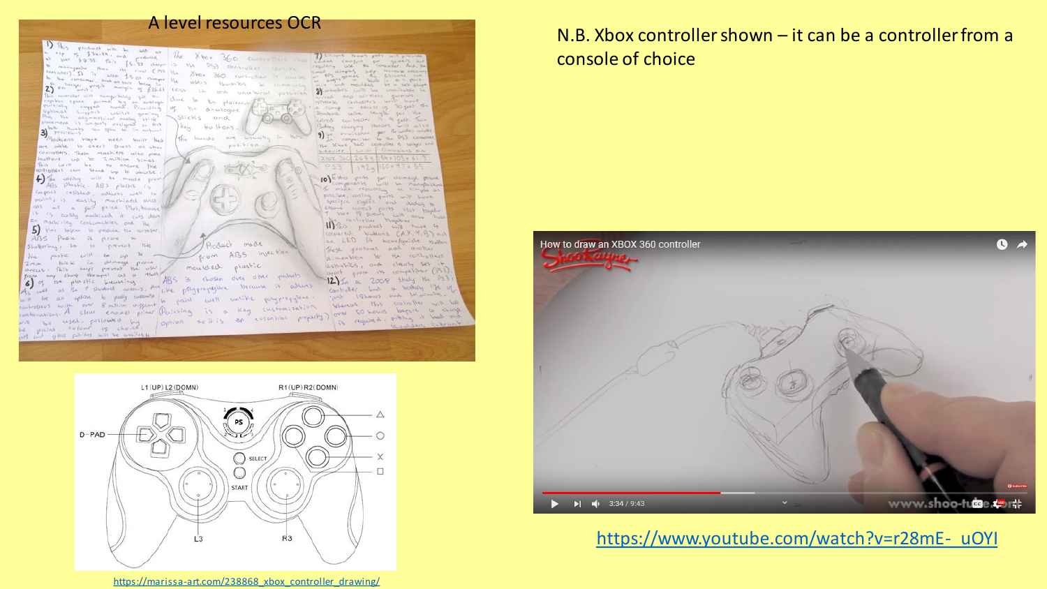A level resources OCR

N.B. Xbox controller shown – it can be a controller from a console of choice

https://www.youtube.com/watch?v=r28mE-_uOYI

https://marissa-art.com/238868_xbox_controller_drawing/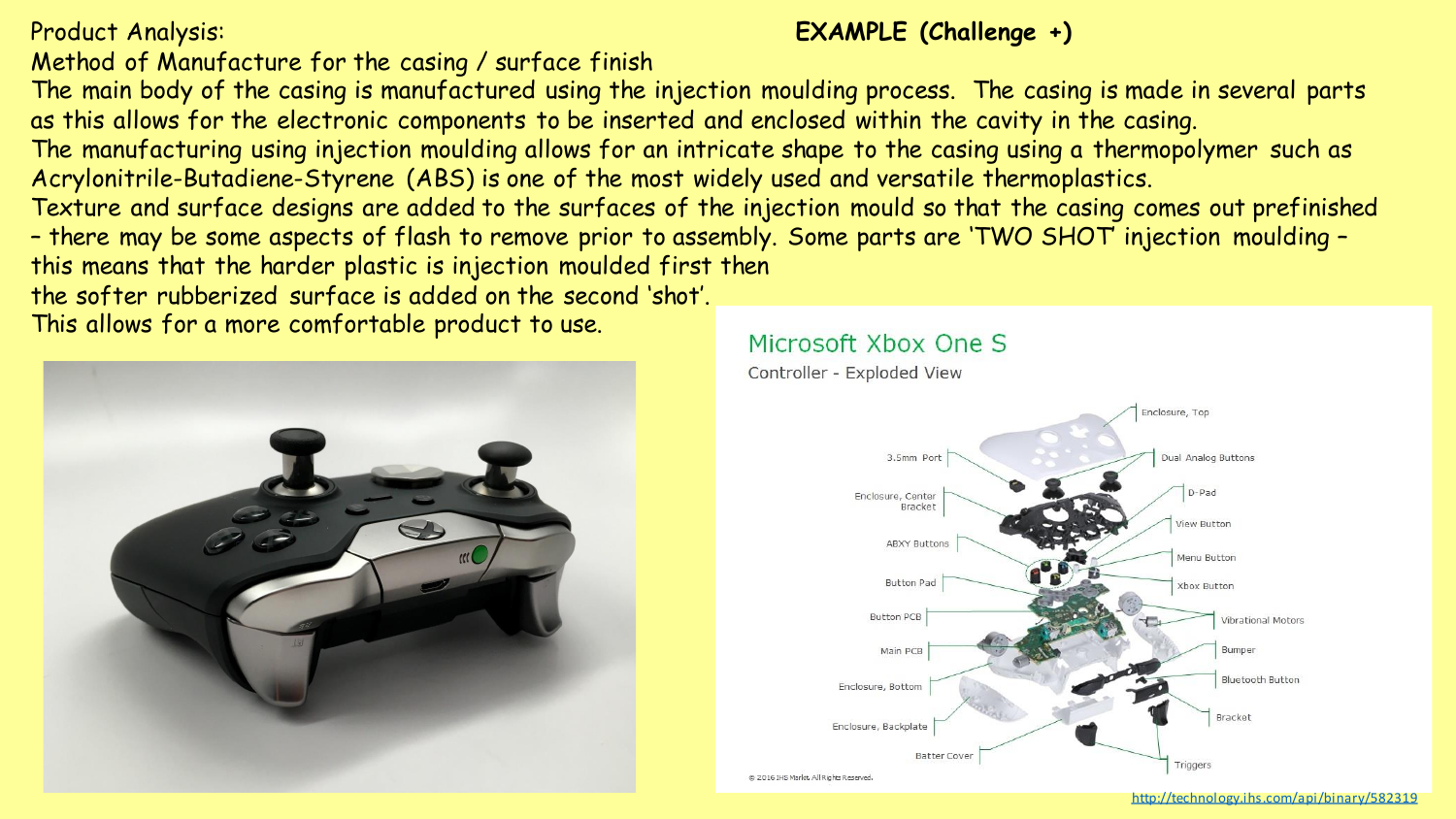Product Analysis:

**EXAMPLE (Challenge +)**

Method of Manufacture for the casing / surface finish

The main body of the casing is manufactured using the injection moulding process. The casing is made in several parts as this allows for the electronic components to be inserted and enclosed within the cavity in the casing.

The manufacturing using injection moulding allows for an intricate shape to the casing using a thermopolymer such as Acrylonitrile-Butadiene-Styrene (ABS) is one of the most widely used and versatile thermoplastics.

Texture and surface designs are added to the surfaces of the injection mould so that the casing comes out prefinished – there may be some aspects of flash to remove prior to assembly. Some parts are 'TWO SHOT' injection moulding – this means that the harder plastic is injection moulded first then the softer rubberized surface is added on the second 'shot'.

This allows for a more comfortable product to use.

Microsoft Xbox One S

Controller - Exploded View

http://technology.ihs.com/api/binary/582319